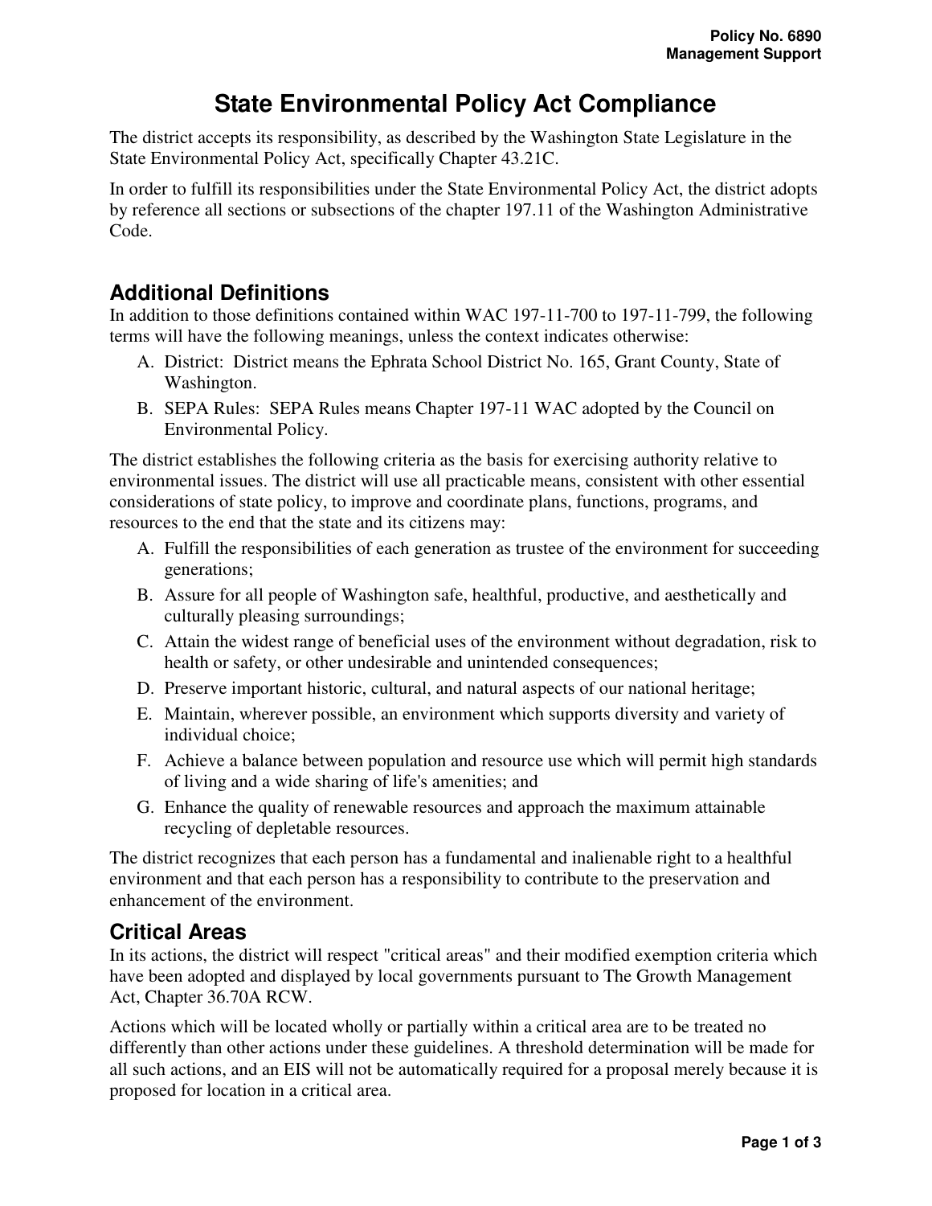# State Environmental Policy Act Compliance

The district accepts its responsibility, as described by the Washington State Legislature in the State Environmental Policy Act, specifically Chapter 43.21C.

In order to fulfill its responsibilities under the State Environmental Policy Act, the district adopts by reference all sections or subsections of the chapter 197.11 of the Washington Administrative Code.

## Additional Definitions

In addition to those definitions contained within WAC 197-11-700 to 197-11-799, the following terms will have the following meanings, unless the context indicates otherwise:

A. District: District means the Ephrata School District No. 165, Grant County, State of Washington.
B. SEPA Rules: SEPA Rules means Chapter 197-11 WAC adopted by the Council on Environmental Policy.

The district establishes the following criteria as the basis for exercising authority relative to environmental issues. The district will use all practicable means, consistent with other essential considerations of state policy, to improve and coordinate plans, functions, programs, and resources to the end that the state and its citizens may:

A. Fulfill the responsibilities of each generation as trustee of the environment for succeeding generations;
B. Assure for all people of Washington safe, healthful, productive, and aesthetically and culturally pleasing surroundings;
C. Attain the widest range of beneficial uses of the environment without degradation, risk to health or safety, or other undesirable and unintended consequences;
D. Preserve important historic, cultural, and natural aspects of our national heritage;
E. Maintain, wherever possible, an environment which supports diversity and variety of individual choice;
F. Achieve a balance between population and resource use which will permit high standards of living and a wide sharing of life's amenities; and
G. Enhance the quality of renewable resources and approach the maximum attainable recycling of depletable resources.

The district recognizes that each person has a fundamental and inalienable right to a healthful environment and that each person has a responsibility to contribute to the preservation and enhancement of the environment.

## Critical Areas

In its actions, the district will respect "critical areas" and their modified exemption criteria which have been adopted and displayed by local governments pursuant to The Growth Management Act, Chapter 36.70A RCW.

Actions which will be located wholly or partially within a critical area are to be treated no differently than other actions under these guidelines. A threshold determination will be made for all such actions, and an EIS will not be automatically required for a proposal merely because it is proposed for location in a critical area.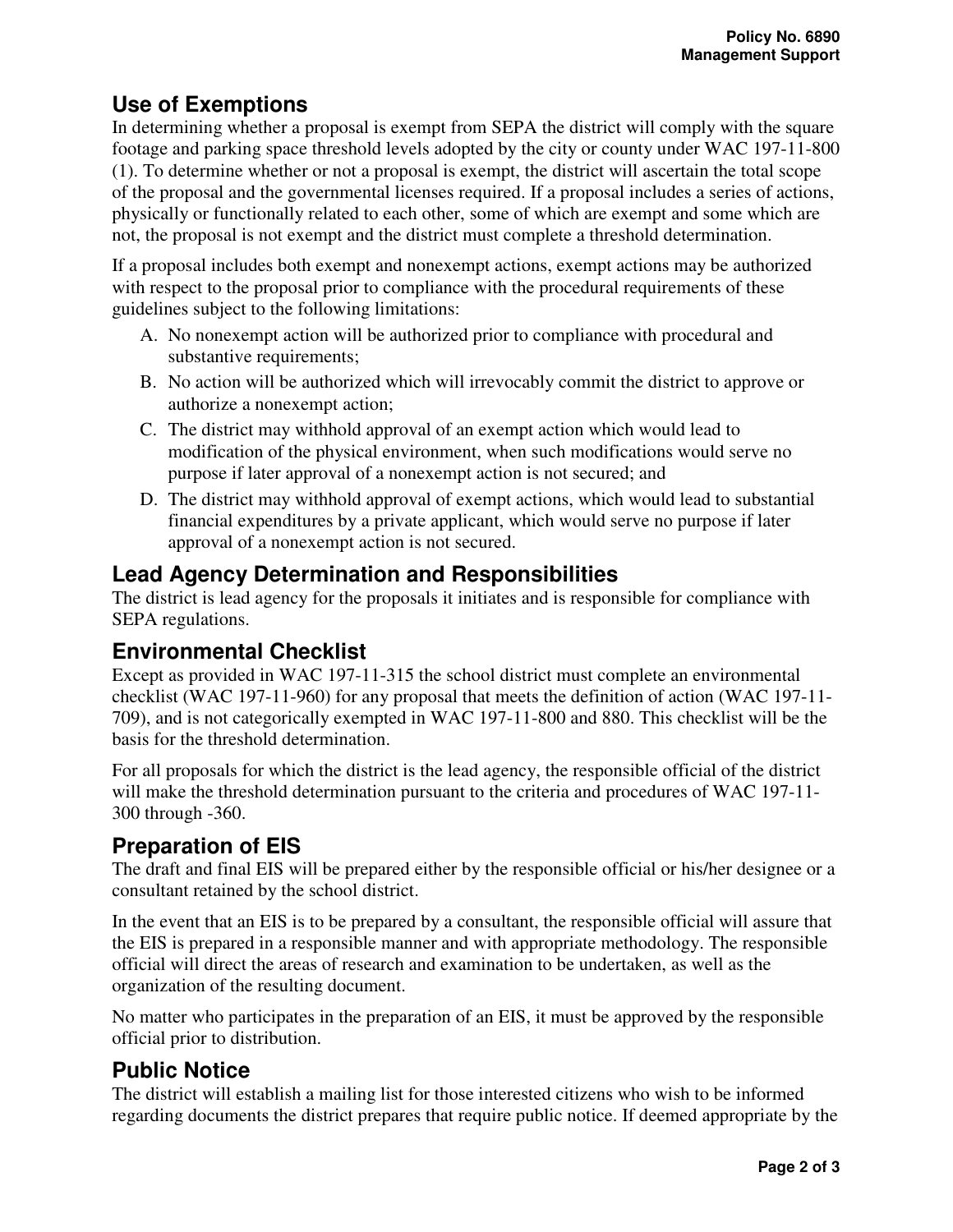## Use of Exemptions

In determining whether a proposal is exempt from SEPA the district will comply with the square footage and parking space threshold levels adopted by the city or county under WAC 197-11-800 (1). To determine whether or not a proposal is exempt, the district will ascertain the total scope of the proposal and the governmental licenses required. If a proposal includes a series of actions, physically or functionally related to each other, some of which are exempt and some which are not, the proposal is not exempt and the district must complete a threshold determination.

If a proposal includes both exempt and nonexempt actions, exempt actions may be authorized with respect to the proposal prior to compliance with the procedural requirements of these guidelines subject to the following limitations:

A. No nonexempt action will be authorized prior to compliance with procedural and substantive requirements;
B. No action will be authorized which will irrevocably commit the district to approve or authorize a nonexempt action;
C. The district may withhold approval of an exempt action which would lead to modification of the physical environment, when such modifications would serve no purpose if later approval of a nonexempt action is not secured; and
D. The district may withhold approval of exempt actions, which would lead to substantial financial expenditures by a private applicant, which would serve no purpose if later approval of a nonexempt action is not secured.

## Lead Agency Determination and Responsibilities

The district is lead agency for the proposals it initiates and is responsible for compliance with SEPA regulations.

## Environmental Checklist

Except as provided in WAC 197-11-315 the school district must complete an environmental checklist (WAC 197-11-960) for any proposal that meets the definition of action (WAC 197-11-709), and is not categorically exempted in WAC 197-11-800 and 880. This checklist will be the basis for the threshold determination.

For all proposals for which the district is the lead agency, the responsible official of the district will make the threshold determination pursuant to the criteria and procedures of WAC 197-11-300 through -360.

## Preparation of EIS

The draft and final EIS will be prepared either by the responsible official or his/her designee or a consultant retained by the school district.

In the event that an EIS is to be prepared by a consultant, the responsible official will assure that the EIS is prepared in a responsible manner and with appropriate methodology. The responsible official will direct the areas of research and examination to be undertaken, as well as the organization of the resulting document.

No matter who participates in the preparation of an EIS, it must be approved by the responsible official prior to distribution.

## Public Notice

The district will establish a mailing list for those interested citizens who wish to be informed regarding documents the district prepares that require public notice. If deemed appropriate by the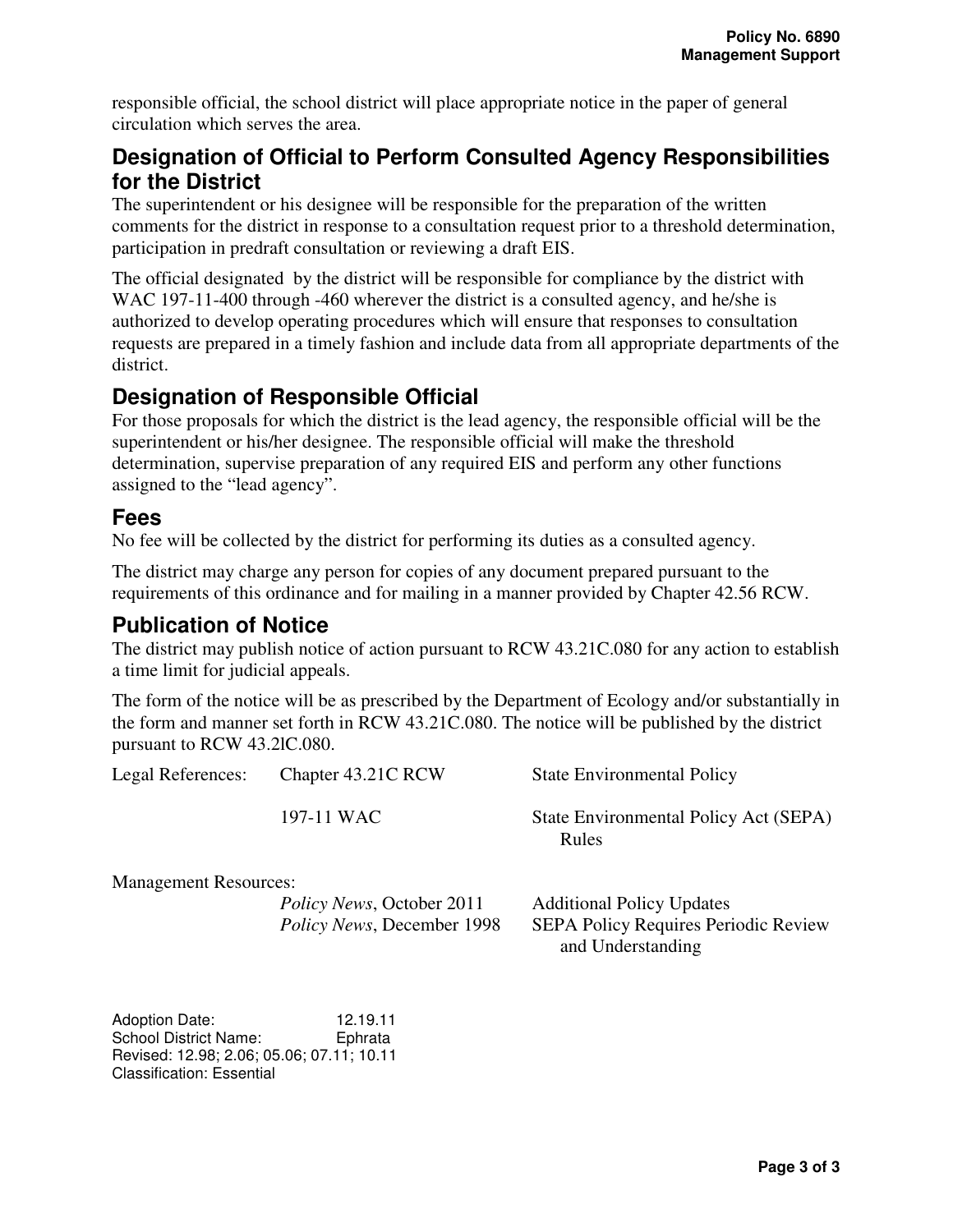responsible official, the school district will place appropriate notice in the paper of general circulation which serves the area.

## Designation of Official to Perform Consulted Agency Responsibilities for the District

The superintendent or his designee will be responsible for the preparation of the written comments for the district in response to a consultation request prior to a threshold determination, participation in predraft consultation or reviewing a draft EIS.

The official designated by the district will be responsible for compliance by the district with WAC 197-11-400 through -460 wherever the district is a consulted agency, and he/she is authorized to develop operating procedures which will ensure that responses to consultation requests are prepared in a timely fashion and include data from all appropriate departments of the district.

## Designation of Responsible Official

For those proposals for which the district is the lead agency, the responsible official will be the superintendent or his/her designee. The responsible official will make the threshold determination, supervise preparation of any required EIS and perform any other functions assigned to the "lead agency".

## Fees

No fee will be collected by the district for performing its duties as a consulted agency.

The district may charge any person for copies of any document prepared pursuant to the requirements of this ordinance and for mailing in a manner provided by Chapter 42.56 RCW.

## Publication of Notice

The district may publish notice of action pursuant to RCW 43.21C.080 for any action to establish a time limit for judicial appeals.

The form of the notice will be as prescribed by the Department of Ecology and/or substantially in the form and manner set forth in RCW 43.21C.080. The notice will be published by the district pursuant to RCW 43.2lC.080.

| | | |
|---|---|---|
| Legal References: | Chapter 43.21C RCW | State Environmental Policy |
| | 197-11 WAC | State Environmental Policy Act (SEPA) Rules |
| Management Resources: | | |
| | *Policy News*, October 2011 | Additional Policy Updates |
| | *Policy News*, December 1998 | SEPA Policy Requires Periodic Review and Understanding |

Adoption Date: 12.19.11
School District Name: Ephrata
Revised: 12.98; 2.06; 05.06; 07.11; 10.11
Classification: Essential